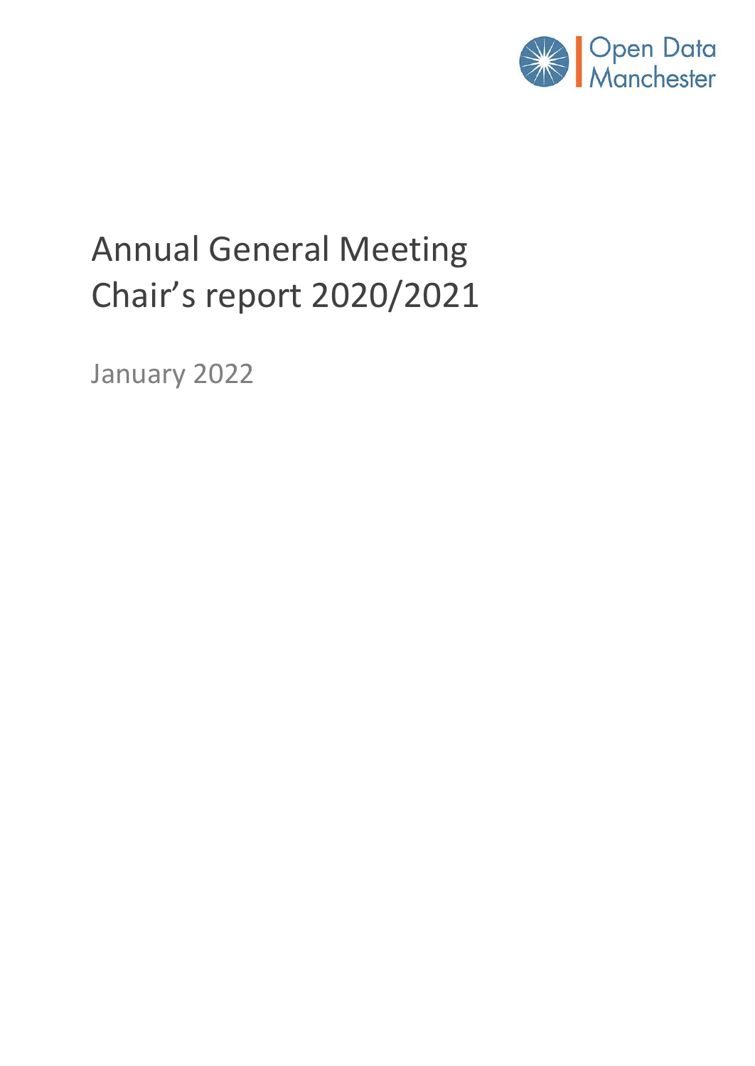Open Data Manchester

# Annual General Meeting Chair's report 2020/2021

January 2022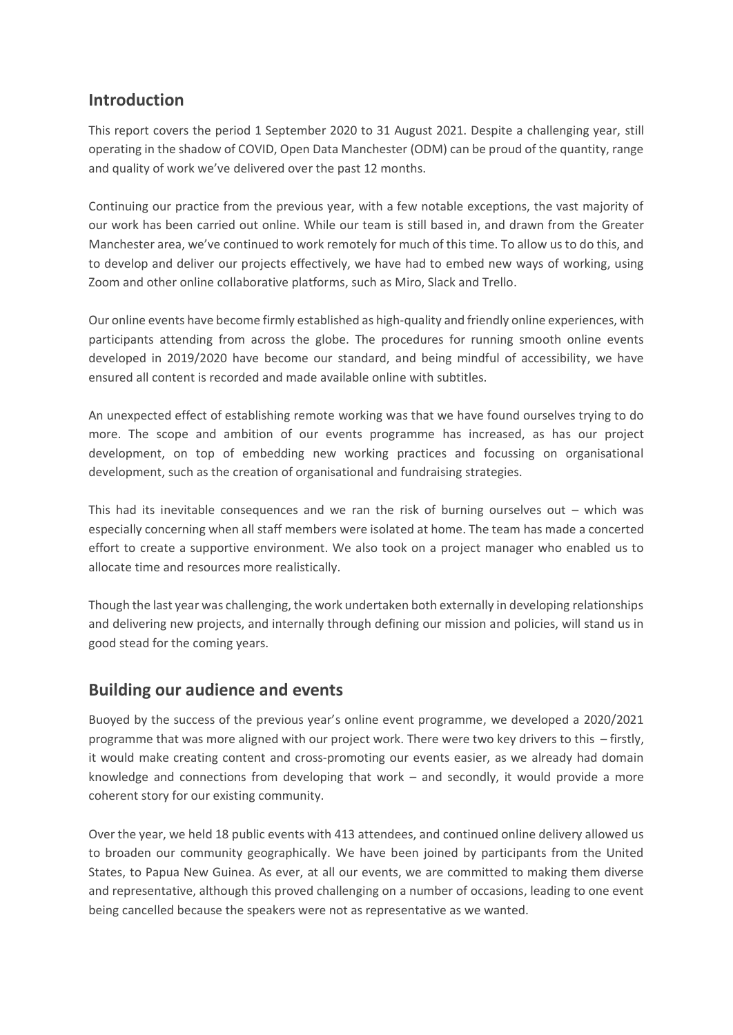## Introduction

This report covers the period 1 September 2020 to 31 August 2021. Despite a challenging year, still operating in the shadow of COVID, Open Data Manchester (ODM) can be proud of the quantity, range and quality of work we've delivered over the past 12 months.

Continuing our practice from the previous year, with a few notable exceptions, the vast majority of our work has been carried out online. While our team is still based in, and drawn from the Greater Manchester area, we've continued to work remotely for much of this time. To allow us to do this, and to develop and deliver our projects effectively, we have had to embed new ways of working, using Zoom and other online collaborative platforms, such as Miro, Slack and Trello.

Our online events have become firmly established as high-quality and friendly online experiences, with participants attending from across the globe. The procedures for running smooth online events developed in 2019/2020 have become our standard, and being mindful of accessibility, we have ensured all content is recorded and made available online with subtitles.

An unexpected effect of establishing remote working was that we have found ourselves trying to do more. The scope and ambition of our events programme has increased, as has our project development, on top of embedding new working practices and focussing on organisational development, such as the creation of organisational and fundraising strategies.

This had its inevitable consequences and we ran the risk of burning ourselves out – which was especially concerning when all staff members were isolated at home. The team has made a concerted effort to create a supportive environment. We also took on a project manager who enabled us to allocate time and resources more realistically.

Though the last year was challenging, the work undertaken both externally in developing relationships and delivering new projects, and internally through defining our mission and policies, will stand us in good stead for the coming years.

## Building our audience and events

Buoyed by the success of the previous year's online event programme, we developed a 2020/2021 programme that was more aligned with our project work. There were two key drivers to this – firstly, it would make creating content and cross-promoting our events easier, as we already had domain knowledge and connections from developing that work – and secondly, it would provide a more coherent story for our existing community.

Over the year, we held 18 public events with 413 attendees, and continued online delivery allowed us to broaden our community geographically. We have been joined by participants from the United States, to Papua New Guinea. As ever, at all our events, we are committed to making them diverse and representative, although this proved challenging on a number of occasions, leading to one event being cancelled because the speakers were not as representative as we wanted.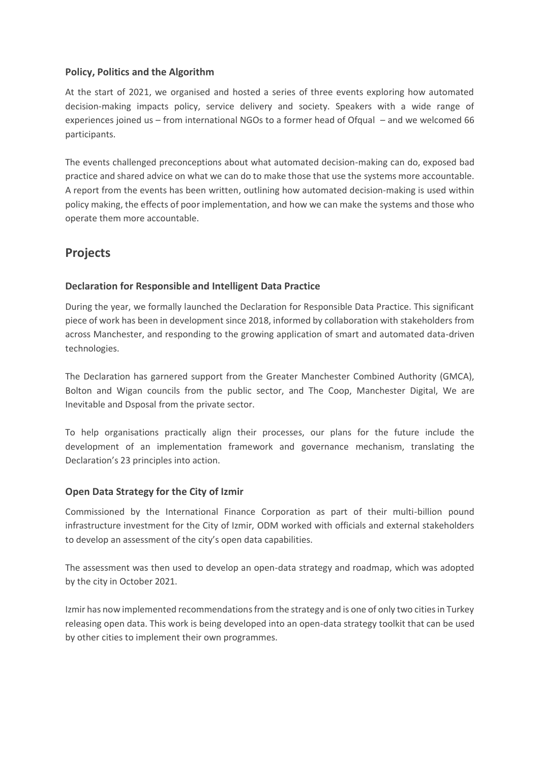### Policy, Politics and the Algorithm

At the start of 2021, we organised and hosted a series of three events exploring how automated decision-making impacts policy, service delivery and society. Speakers with a wide range of experiences joined us – from international NGOs to a former head of Ofqual – and we welcomed 66 participants.

The events challenged preconceptions about what automated decision-making can do, exposed bad practice and shared advice on what we can do to make those that use the systems more accountable. A report from the events has been written, outlining how automated decision-making is used within policy making, the effects of poor implementation, and how we can make the systems and those who operate them more accountable.

## Projects

### Declaration for Responsible and Intelligent Data Practice

During the year, we formally launched the Declaration for Responsible Data Practice. This significant piece of work has been in development since 2018, informed by collaboration with stakeholders from across Manchester, and responding to the growing application of smart and automated data-driven technologies.

The Declaration has garnered support from the Greater Manchester Combined Authority (GMCA), Bolton and Wigan councils from the public sector, and The Coop, Manchester Digital, We are Inevitable and Dsposal from the private sector.

To help organisations practically align their processes, our plans for the future include the development of an implementation framework and governance mechanism, translating the Declaration's 23 principles into action.

### Open Data Strategy for the City of Izmir

Commissioned by the International Finance Corporation as part of their multi-billion pound infrastructure investment for the City of Izmir, ODM worked with officials and external stakeholders to develop an assessment of the city's open data capabilities.

The assessment was then used to develop an open-data strategy and roadmap, which was adopted by the city in October 2021.

Izmir has now implemented recommendations from the strategy and is one of only two cities in Turkey releasing open data. This work is being developed into an open-data strategy toolkit that can be used by other cities to implement their own programmes.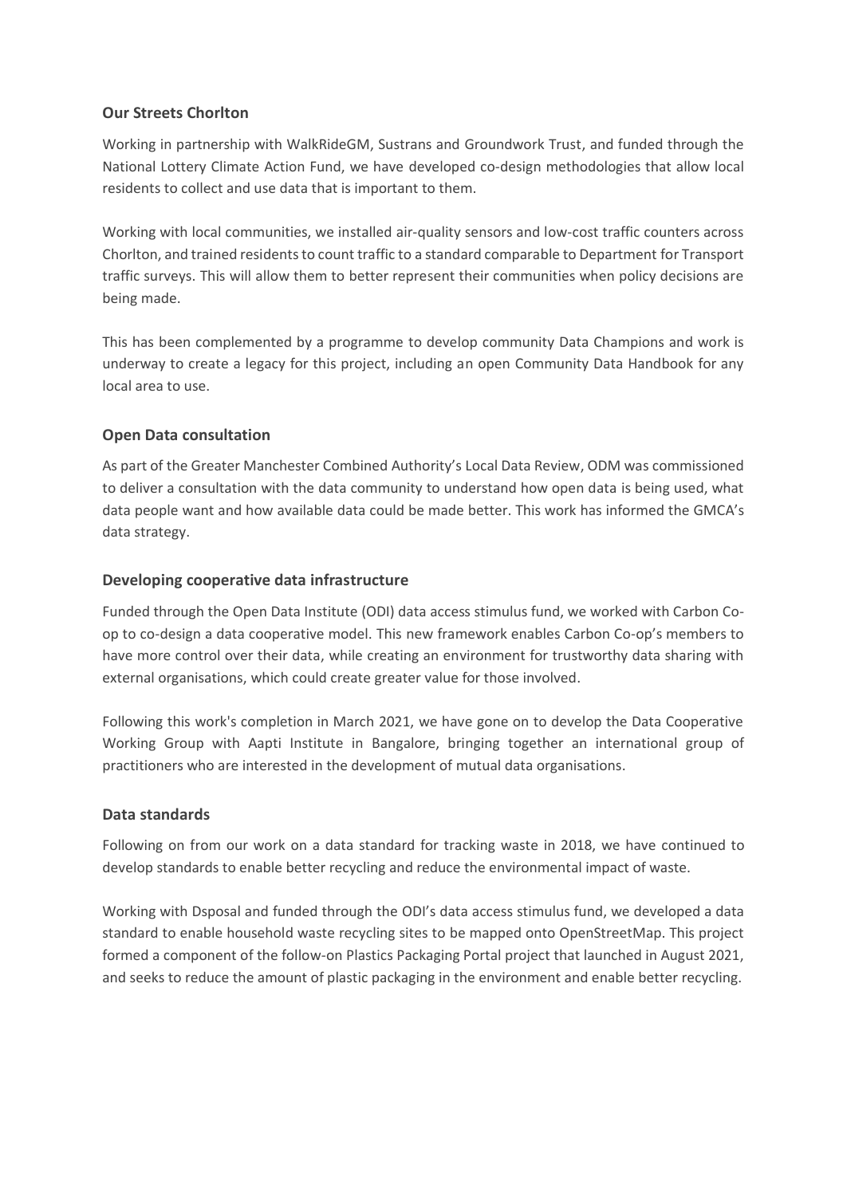### Our Streets Chorlton

Working in partnership with WalkRideGM, Sustrans and Groundwork Trust, and funded through the National Lottery Climate Action Fund, we have developed co-design methodologies that allow local residents to collect and use data that is important to them.

Working with local communities, we installed air-quality sensors and low-cost traffic counters across Chorlton, and trained residents to count traffic to a standard comparable to Department for Transport traffic surveys. This will allow them to better represent their communities when policy decisions are being made.

This has been complemented by a programme to develop community Data Champions and work is underway to create a legacy for this project, including an open Community Data Handbook for any local area to use.

### Open Data consultation

As part of the Greater Manchester Combined Authority's Local Data Review, ODM was commissioned to deliver a consultation with the data community to understand how open data is being used, what data people want and how available data could be made better. This work has informed the GMCA's data strategy.

### Developing cooperative data infrastructure

Funded through the Open Data Institute (ODI) data access stimulus fund, we worked with Carbon Co-op to co-design a data cooperative model. This new framework enables Carbon Co-op's members to have more control over their data, while creating an environment for trustworthy data sharing with external organisations, which could create greater value for those involved.

Following this work's completion in March 2021, we have gone on to develop the Data Cooperative Working Group with Aapti Institute in Bangalore, bringing together an international group of practitioners who are interested in the development of mutual data organisations.

### Data standards

Following on from our work on a data standard for tracking waste in 2018, we have continued to develop standards to enable better recycling and reduce the environmental impact of waste.

Working with Dsposal and funded through the ODI's data access stimulus fund, we developed a data standard to enable household waste recycling sites to be mapped onto OpenStreetMap. This project formed a component of the follow-on Plastics Packaging Portal project that launched in August 2021, and seeks to reduce the amount of plastic packaging in the environment and enable better recycling.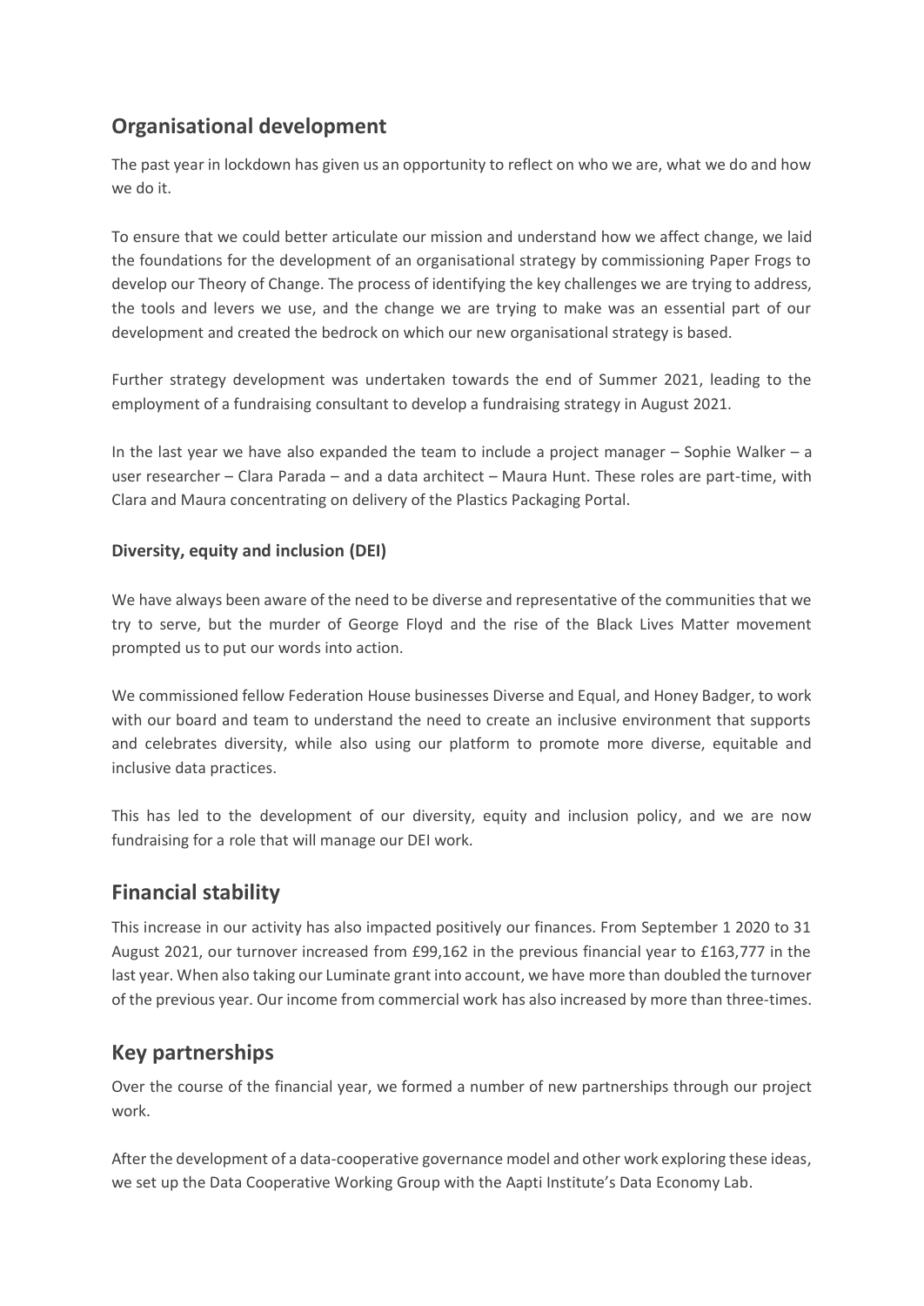## Organisational development

The past year in lockdown has given us an opportunity to reflect on who we are, what we do and how we do it.

To ensure that we could better articulate our mission and understand how we affect change, we laid the foundations for the development of an organisational strategy by commissioning Paper Frogs to develop our Theory of Change. The process of identifying the key challenges we are trying to address, the tools and levers we use, and the change we are trying to make was an essential part of our development and created the bedrock on which our new organisational strategy is based.

Further strategy development was undertaken towards the end of Summer 2021, leading to the employment of a fundraising consultant to develop a fundraising strategy in August 2021.

In the last year we have also expanded the team to include a project manager – Sophie Walker – a user researcher – Clara Parada – and a data architect – Maura Hunt. These roles are part-time, with Clara and Maura concentrating on delivery of the Plastics Packaging Portal.

### Diversity, equity and inclusion (DEI)

We have always been aware of the need to be diverse and representative of the communities that we try to serve, but the murder of George Floyd and the rise of the Black Lives Matter movement prompted us to put our words into action.

We commissioned fellow Federation House businesses Diverse and Equal, and Honey Badger, to work with our board and team to understand the need to create an inclusive environment that supports and celebrates diversity, while also using our platform to promote more diverse, equitable and inclusive data practices.

This has led to the development of our diversity, equity and inclusion policy, and we are now fundraising for a role that will manage our DEI work.

## Financial stability

This increase in our activity has also impacted positively our finances. From September 1 2020 to 31 August 2021, our turnover increased from £99,162 in the previous financial year to £163,777 in the last year. When also taking our Luminate grant into account, we have more than doubled the turnover of the previous year. Our income from commercial work has also increased by more than three-times.

## Key partnerships

Over the course of the financial year, we formed a number of new partnerships through our project work.

After the development of a data-cooperative governance model and other work exploring these ideas, we set up the Data Cooperative Working Group with the Aapti Institute's Data Economy Lab.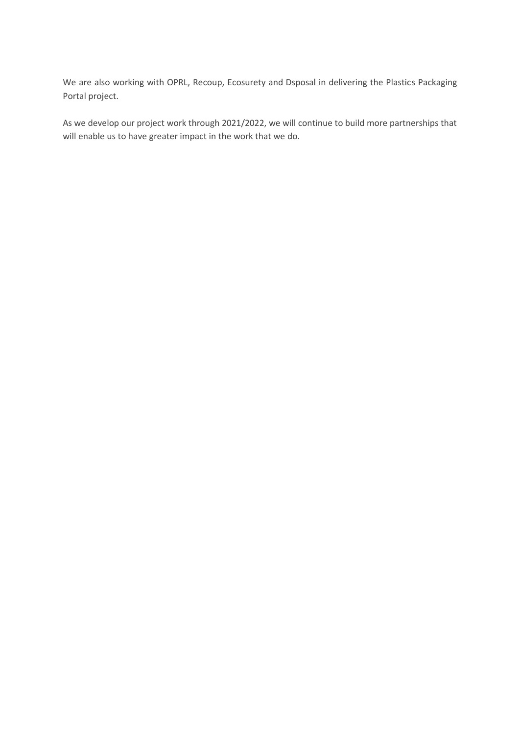We are also working with OPRL, Recoup, Ecosurety and Dsposal in delivering the Plastics Packaging Portal project.

As we develop our project work through 2021/2022, we will continue to build more partnerships that will enable us to have greater impact in the work that we do.